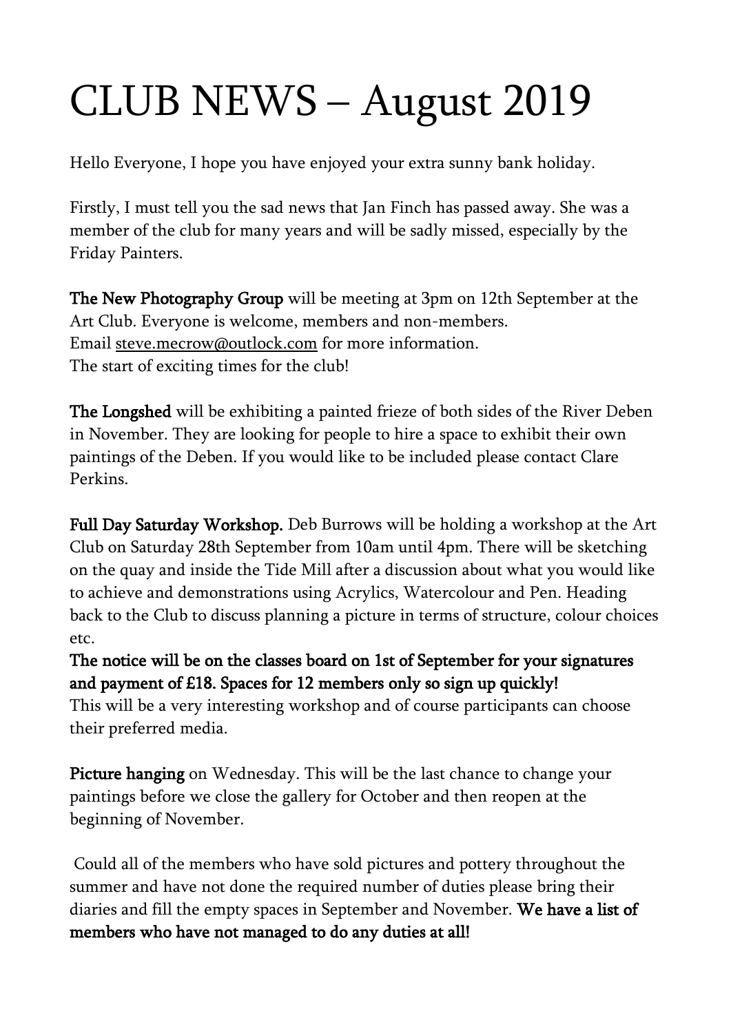# CLUB NEWS – August 2019

Hello Everyone, I hope you have enjoyed your extra sunny bank holiday.

Firstly, I must tell you the sad news that Jan Finch has passed away. She was a member of the club for many years and will be sadly missed, especially by the Friday Painters.

**The New Photography Group** will be meeting at 3pm on 12th September at the Art Club. Everyone is welcome, members and non-members.
Email steve.mecrow@outlock.com for more information.
The start of exciting times for the club!

**The Longshed** will be exhibiting a painted frieze of both sides of the River Deben in November. They are looking for people to hire a space to exhibit their own paintings of the Deben. If you would like to be included please contact Clare Perkins.

**Full Day Saturday Workshop.** Deb Burrows will be holding a workshop at the Art Club on Saturday 28th September from 10am until 4pm. There will be sketching on the quay and inside the Tide Mill after a discussion about what you would like to achieve and demonstrations using Acrylics, Watercolour and Pen. Heading back to the Club to discuss planning a picture in terms of structure, colour choices etc.
**The notice will be on the classes board on 1st of September for your signatures and payment of £18. Spaces for 12 members only so sign up quickly!**
This will be a very interesting workshop and of course participants can choose their preferred media.

**Picture hanging** on Wednesday. This will be the last chance to change your paintings before we close the gallery for October and then reopen at the beginning of November.

Could all of the members who have sold pictures and pottery throughout the summer and have not done the required number of duties please bring their diaries and fill the empty spaces in September and November. **We have a list of members who have not managed to do any duties at all!**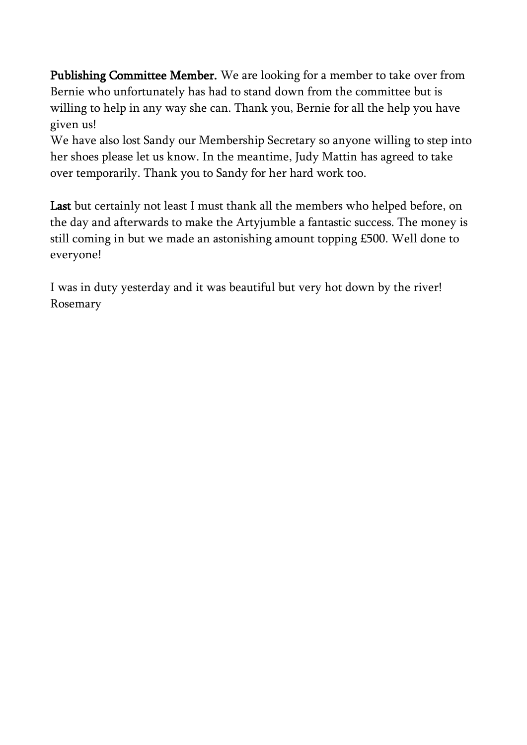**Publishing Committee Member.** We are looking for a member to take over from Bernie who unfortunately has had to stand down from the committee but is willing to help in any way she can. Thank you, Bernie for all the help you have given us!
We have also lost Sandy our Membership Secretary so anyone willing to step into her shoes please let us know. In the meantime, Judy Mattin has agreed to take over temporarily. Thank you to Sandy for her hard work too.

**Last** but certainly not least I must thank all the members who helped before, on the day and afterwards to make the Artyjumble a fantastic success. The money is still coming in but we made an astonishing amount topping £500. Well done to everyone!

I was in duty yesterday and it was beautiful but very hot down by the river!
Rosemary